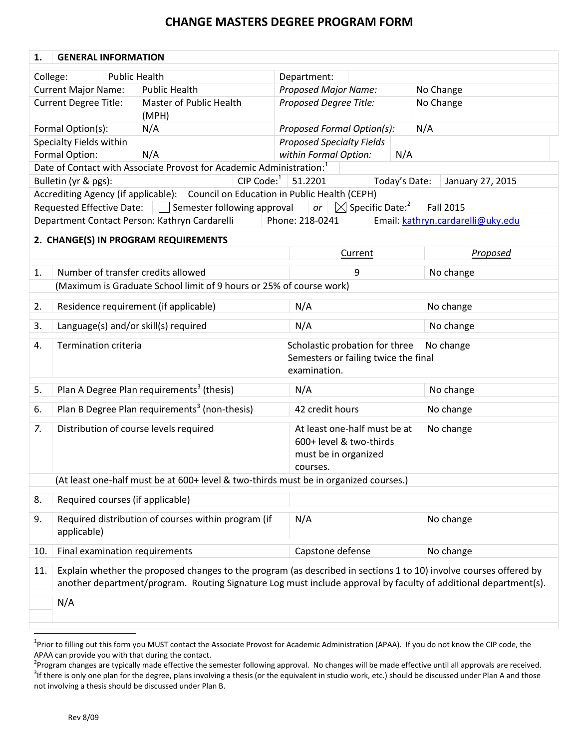# CHANGE MASTERS DEGREE PROGRAM FORM

| 1. | GENERAL INFORMATION | | |
|---|---|---|---|
| College: | Public Health | Department: | |
| Current Major Name: | Public Health | *Proposed Major Name:* | No Change |
| Current Degree Title: | Master of Public Health (MPH) | *Proposed Degree Title:* | No Change |
| Formal Option(s): | N/A | *Proposed Formal Option(s):* | N/A |
| Specialty Fields within Formal Option: | N/A | *Proposed Specialty Fields within Formal Option:* | N/A |

Date of Contact with Associate Provost for Academic Administration:[1]

| Bulletin (yr & pgs): | CIP Code:[1] 51.2201 | Today's Date: January 27, 2015 |
|---|---|---|
| Accrediting Agency (if applicable): | Council on Education in Public Health (CEPH) | |
| Requested Effective Date: | ☐ Semester following approval *or* ☒ Specific Date:[2] | Fall 2015 |
| Department Contact Person: Kathryn Cardarelli | Phone: 218-0241 | Email: kathryn.cardarelli@uky.edu |

## 2. CHANGE(S) IN PROGRAM REQUIREMENTS

| | | Current | *Proposed* |
|---|---|---|---|
| 1. | Number of transfer credits allowed (Maximum is Graduate School limit of 9 hours or 25% of course work) | 9 | No change |
| 2. | Residence requirement (if applicable) | N/A | No change |
| 3. | Language(s) and/or skill(s) required | N/A | No change |
| 4. | Termination criteria | Scholastic probation for three Semesters or failing twice the final examination. | No change |
| 5. | Plan A Degree Plan requirements[3] (thesis) | N/A | No change |
| 6. | Plan B Degree Plan requirements[3] (non-thesis) | 42 credit hours | No change |
| *7.* | Distribution of course levels required (At least one-half must be at 600+ level & two-thirds must be in organized courses.) | At least one-half must be at 600+ level & two-thirds must be in organized courses. | No change |
| 8. | Required courses (if applicable) | | |
| 9. | Required distribution of courses within program (if applicable) | N/A | No change |
| 10. | Final examination requirements | Capstone defense | No change |

11. Explain whether the proposed changes to the program (as described in sections 1 to 10) involve courses offered by another department/program. Routing Signature Log must include approval by faculty of additional department(s).

N/A

---

[1]Prior to filling out this form you MUST contact the Associate Provost for Academic Administration (APAA). If you do not know the CIP code, the APAA can provide you with that during the contact.

[2]Program changes are typically made effective the semester following approval. No changes will be made effective until all approvals are received.

[3]If there is only one plan for the degree, plans involving a thesis (or the equivalent in studio work, etc.) should be discussed under Plan A and those not involving a thesis should be discussed under Plan B.

Rev 8/09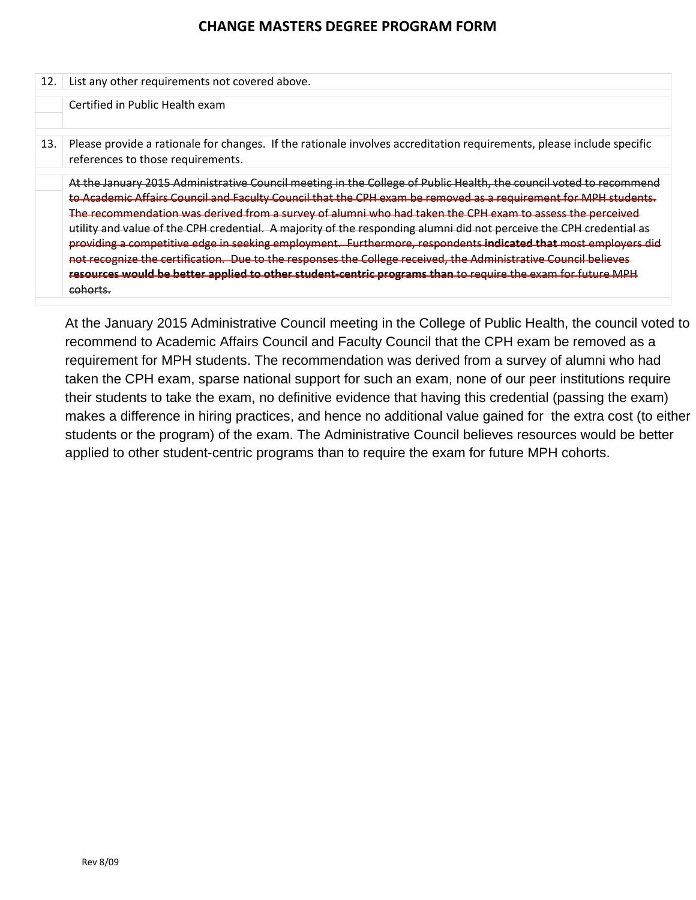# CHANGE MASTERS DEGREE PROGRAM FORM

| 12. | List any other requirements not covered above. |
|---|---|
| | Certified in Public Health exam |
| 13. | Please provide a rationale for changes. If the rationale involves accreditation requirements, please include specific references to those requirements. |
| | ~~At the January 2015 Administrative Council meeting in the College of Public Health, the council voted to recommend to Academic Affairs Council and Faculty Council that the CPH exam be removed as a requirement for MPH students. The recommendation was derived from a survey of alumni who had taken the CPH exam to assess the perceived utility and value of the CPH credential. A majority of the responding alumni did not perceive the CPH credential as providing a competitive edge in seeking employment. Furthermore, respondents **indicated that** most employers did not recognize the certification. Due to the responses the College received, the Administrative Council believes **resources would be better applied to other student-centric programs than** to require the exam for future MPH cohorts.~~ |

At the January 2015 Administrative Council meeting in the College of Public Health, the council voted to recommend to Academic Affairs Council and Faculty Council that the CPH exam be removed as a requirement for MPH students. The recommendation was derived from a survey of alumni who had taken the CPH exam, sparse national support for such an exam, none of our peer institutions require their students to take the exam, no definitive evidence that having this credential (passing the exam) makes a difference in hiring practices, and hence no additional value gained for the extra cost (to either students or the program) of the exam. The Administrative Council believes resources would be better applied to other student-centric programs than to require the exam for future MPH cohorts.

Rev 8/09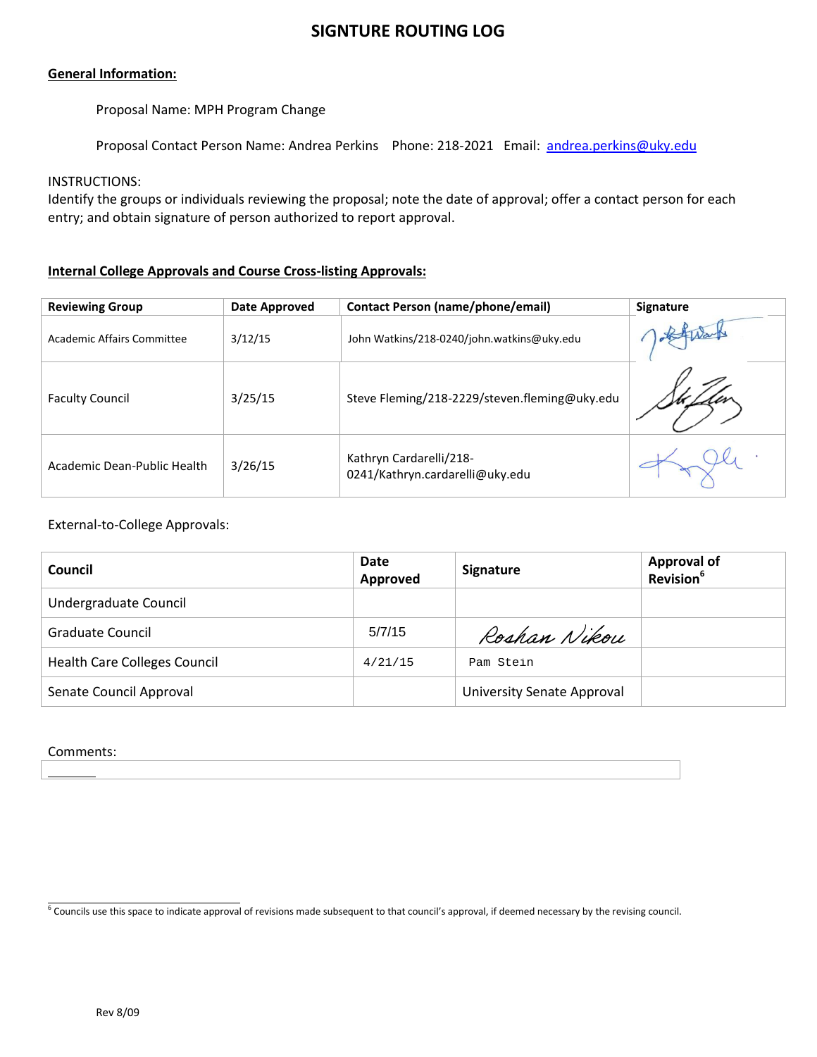# SIGNTURE ROUTING LOG

**General Information:**

Proposal Name: MPH Program Change

Proposal Contact Person Name: Andrea Perkins   Phone: 218-2021   Email: andrea.perkins@uky.edu

INSTRUCTIONS:
Identify the groups or individuals reviewing the proposal; note the date of approval; offer a contact person for each entry; and obtain signature of person authorized to report approval.

**Internal College Approvals and Course Cross-listing Approvals:**

| Reviewing Group | Date Approved | Contact Person (name/phone/email) | Signature |
|---|---|---|---|
| Academic Affairs Committee | 3/12/15 | John Watkins/218-0240/john.watkins@uky.edu | |
| Faculty Council | 3/25/15 | Steve Fleming/218-2229/steven.fleming@uky.edu | |
| Academic Dean-Public Health | 3/26/15 | Kathryn Cardarelli/218-0241/Kathryn.cardarelli@uky.edu | |

External-to-College Approvals:

| Council | Date Approved | Signature | Approval of Revision[6] |
|---|---|---|---|
| Undergraduate Council | | | |
| Graduate Council | 5/7/15 | Roshan Nikou | |
| Health Care Colleges Council | 4/21/15 | Pam Stein | |
| Senate Council Approval | | University Senate Approval | |

Comments:

[6] Councils use this space to indicate approval of revisions made subsequent to that council's approval, if deemed necessary by the revising council.

Rev 8/09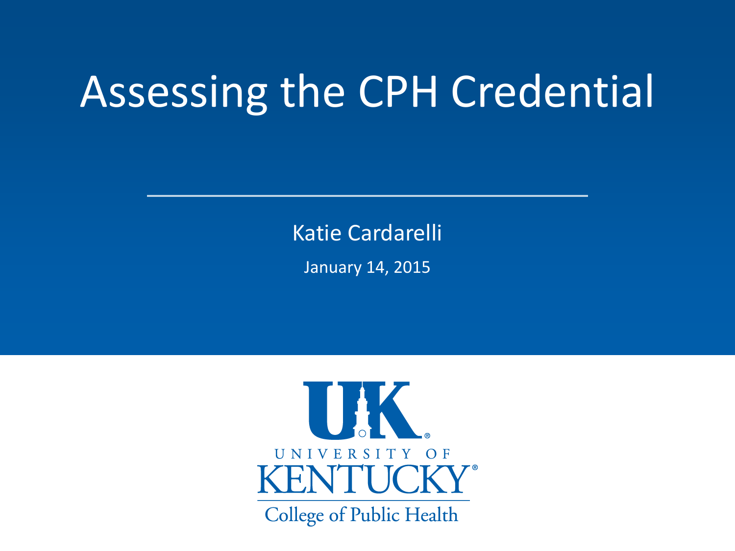# Assessing the CPH Credential

Katie Cardarelli

January 14, 2015

UNIVERSITY OF KENTUCKY

College of Public Health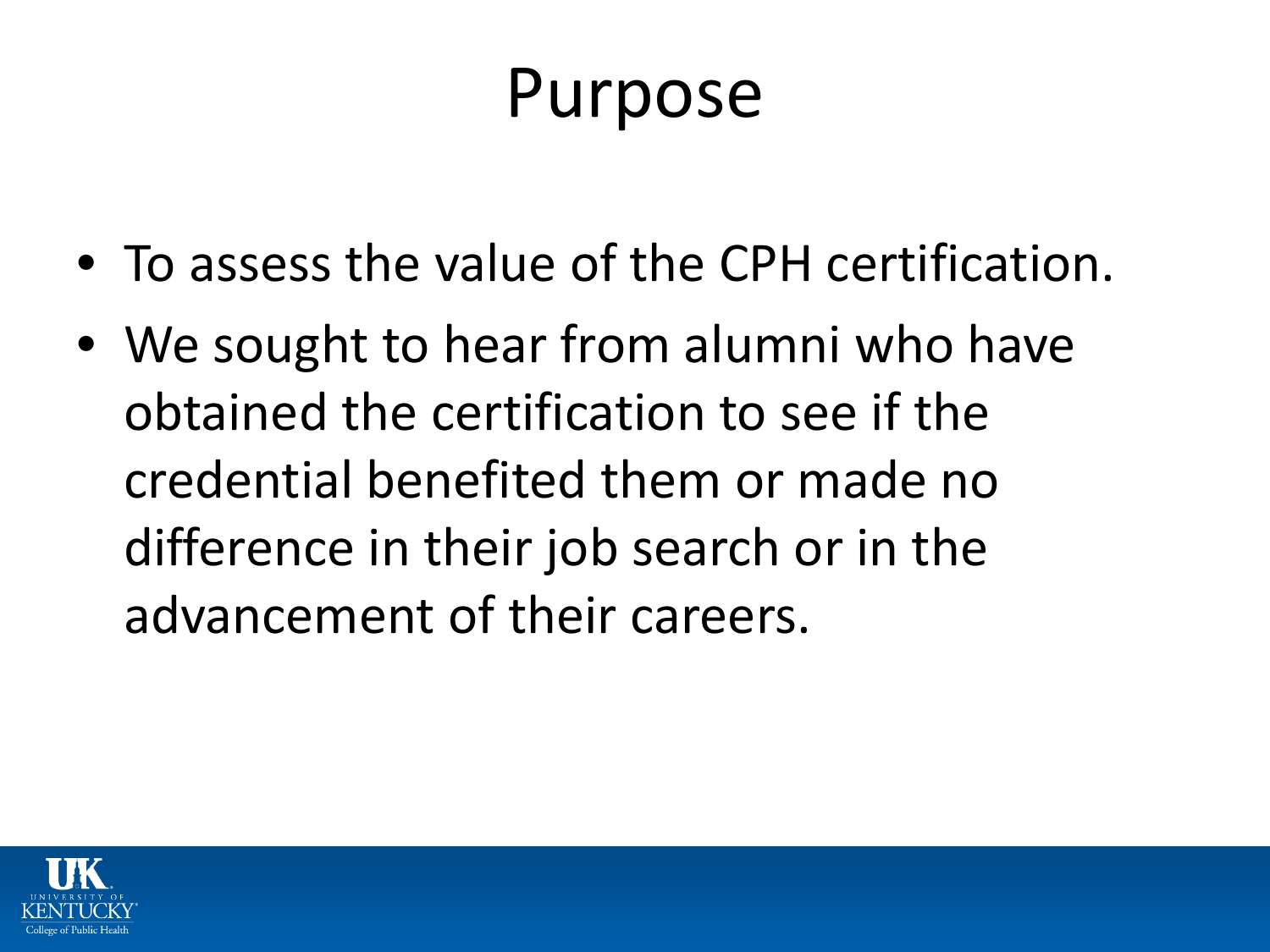# Purpose

- To assess the value of the CPH certification.
- We sought to hear from alumni who have obtained the certification to see if the credential benefited them or made no difference in their job search or in the advancement of their careers.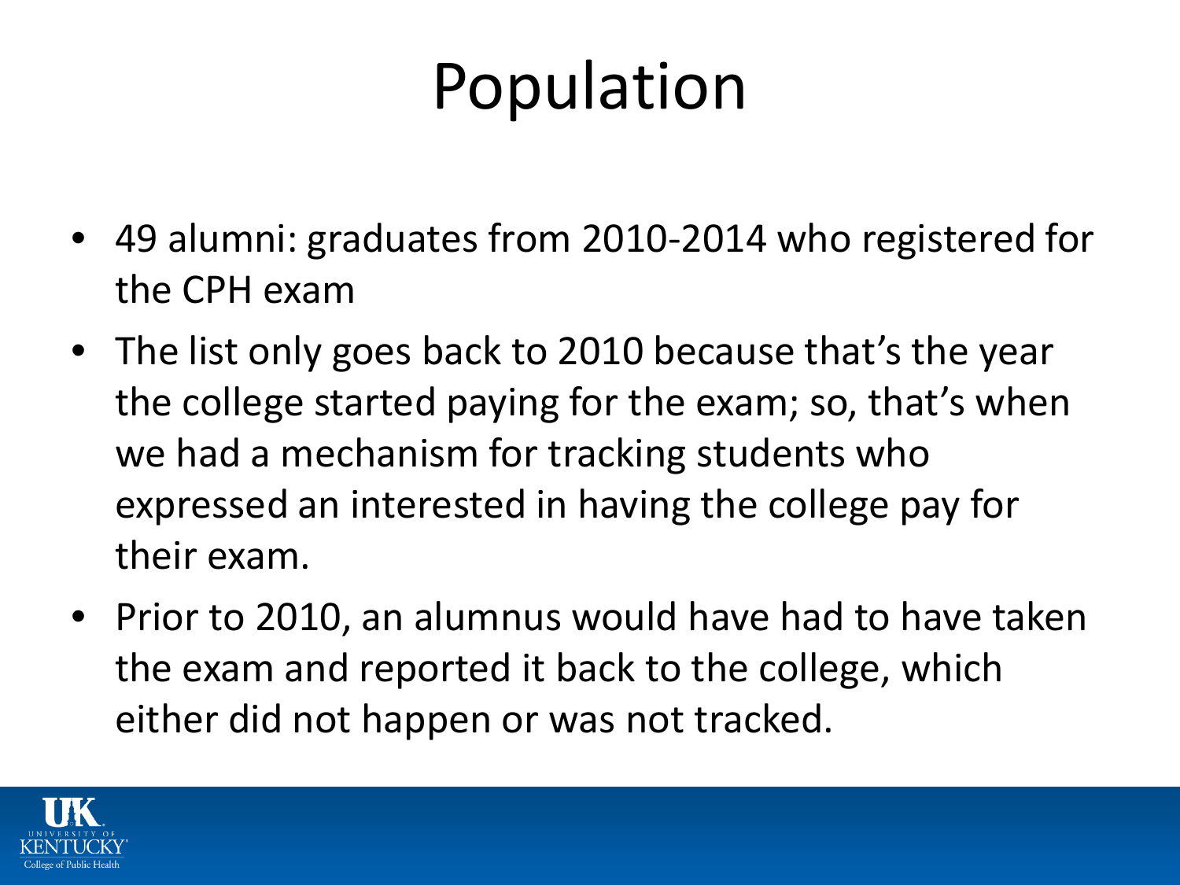# Population

- 49 alumni: graduates from 2010-2014 who registered for the CPH exam
- The list only goes back to 2010 because that's the year the college started paying for the exam; so, that's when we had a mechanism for tracking students who expressed an interested in having the college pay for their exam.
- Prior to 2010, an alumnus would have had to have taken the exam and reported it back to the college, which either did not happen or was not tracked.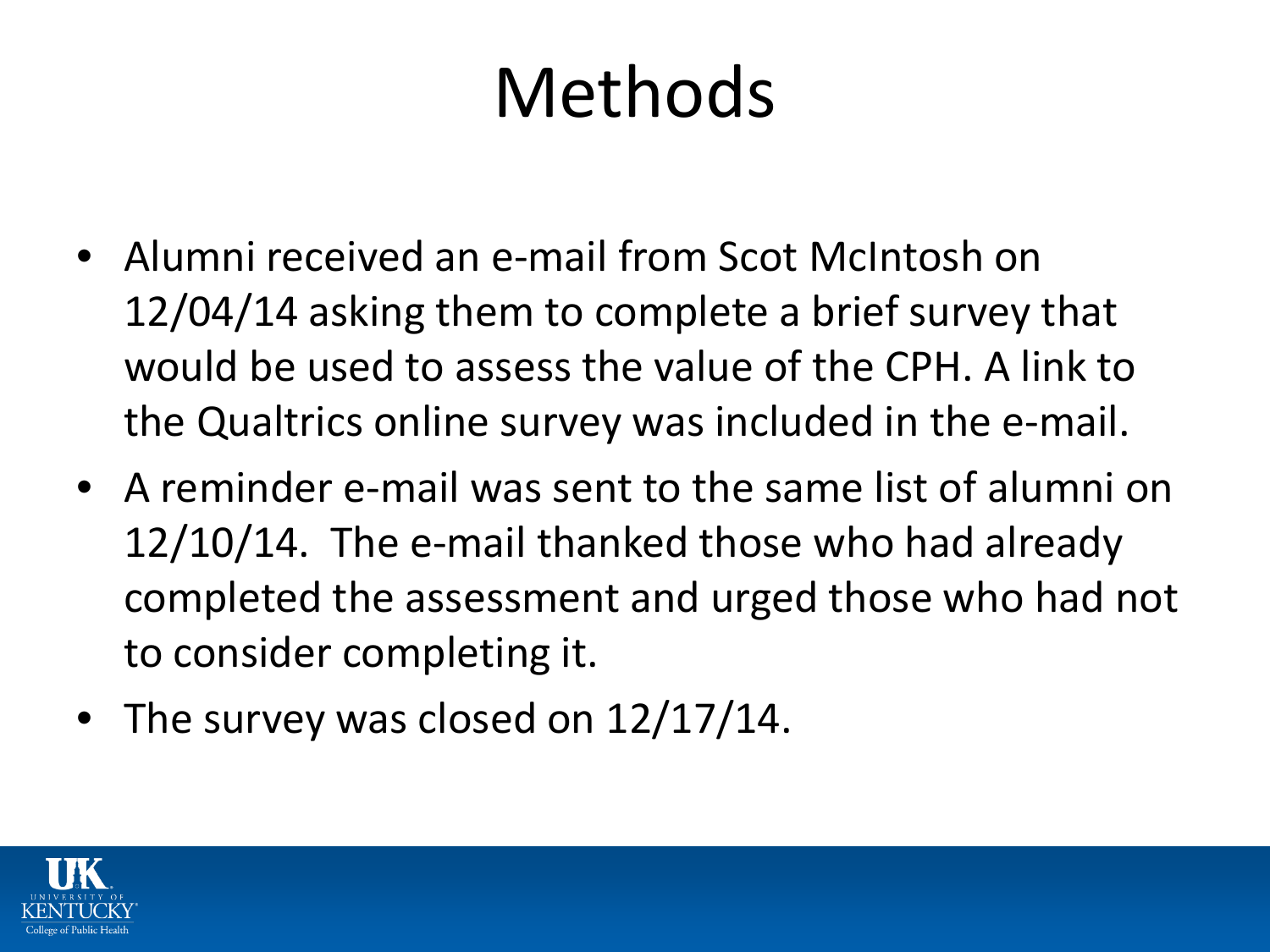# Methods

- Alumni received an e-mail from Scot McIntosh on 12/04/14 asking them to complete a brief survey that would be used to assess the value of the CPH. A link to the Qualtrics online survey was included in the e-mail.
- A reminder e-mail was sent to the same list of alumni on 12/10/14. The e-mail thanked those who had already completed the assessment and urged those who had not to consider completing it.
- The survey was closed on 12/17/14.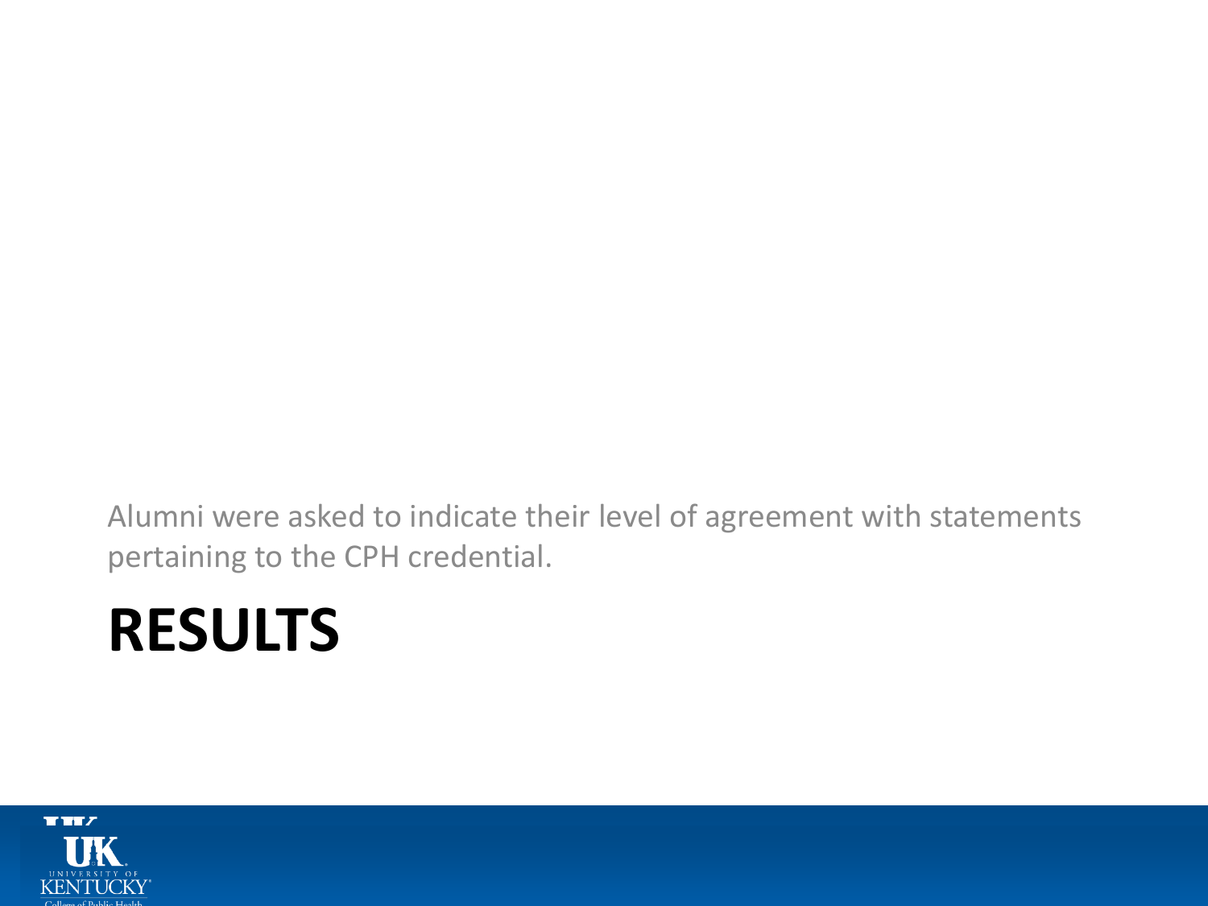Alumni were asked to indicate their level of agreement with statements pertaining to the CPH credential.

# RESULTS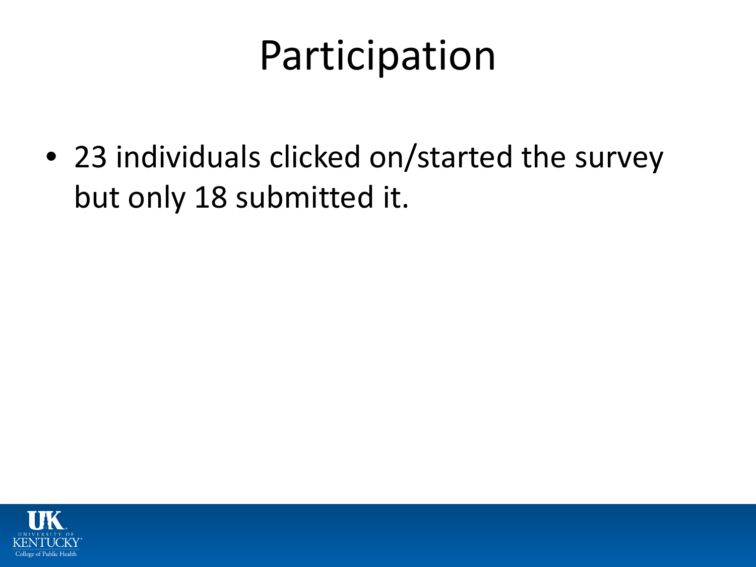# Participation

- 23 individuals clicked on/started the survey but only 18 submitted it.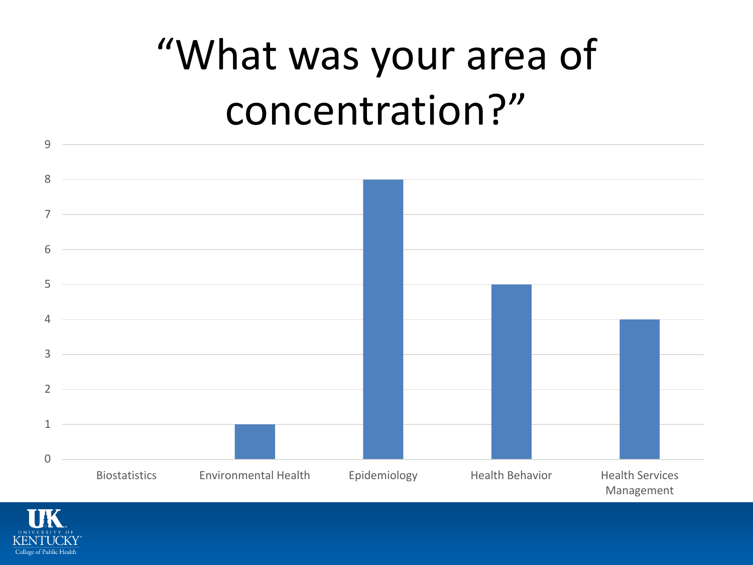# "What was your area of concentration?"

| Area of Concentration | Count |
| --- | --- |
| Biostatistics | 0 |
| Environmental Health | 1 |
| Epidemiology | 8 |
| Health Behavior | 5 |
| Health Services Management | 4 |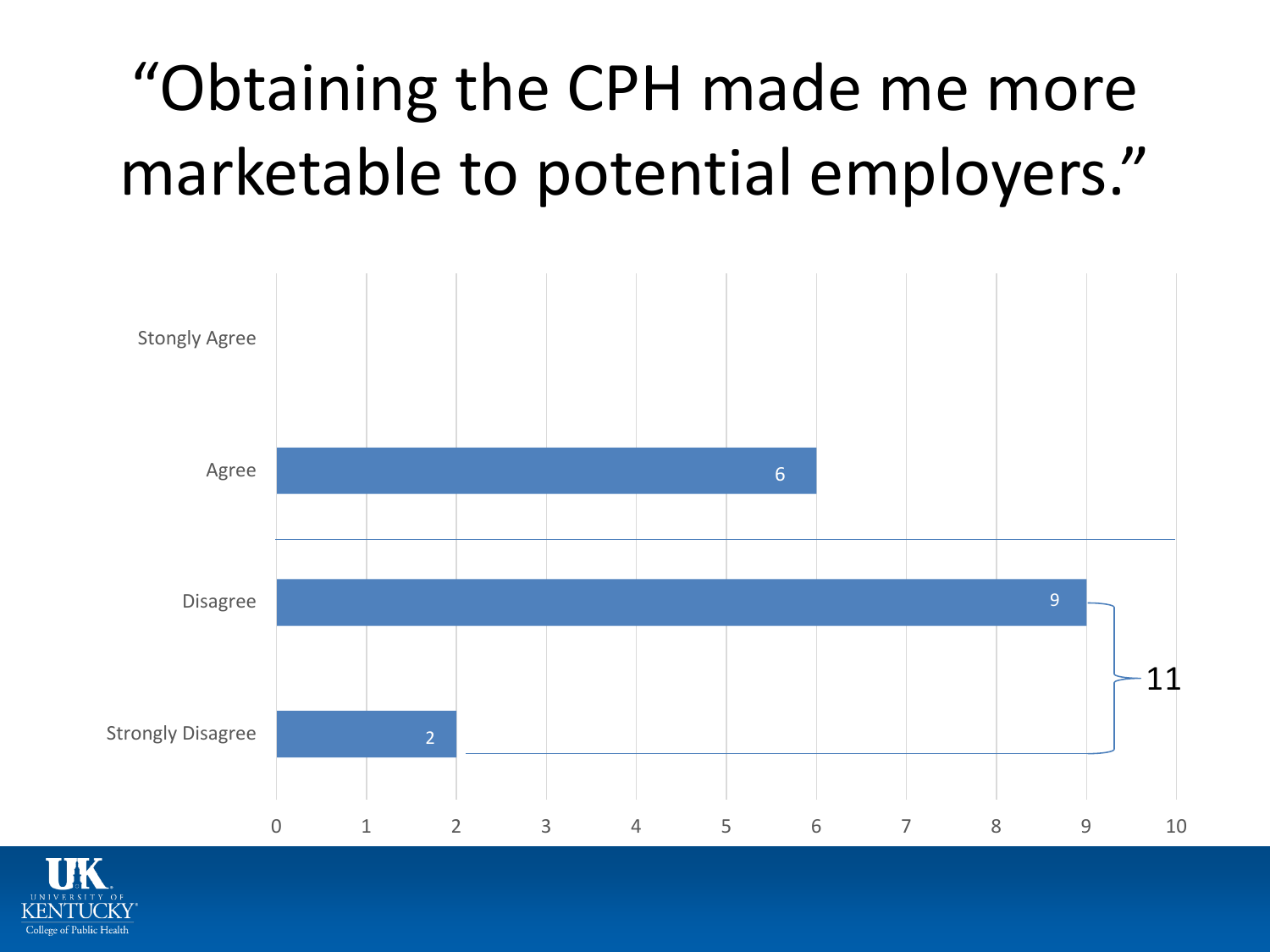# "Obtaining the CPH made me more marketable to potential employers."

| Response | Count |
|---|---|
| Stongly Agree | |
| Agree | 6 |
| Disagree | 9 |
| Strongly Disagree | 2 |

11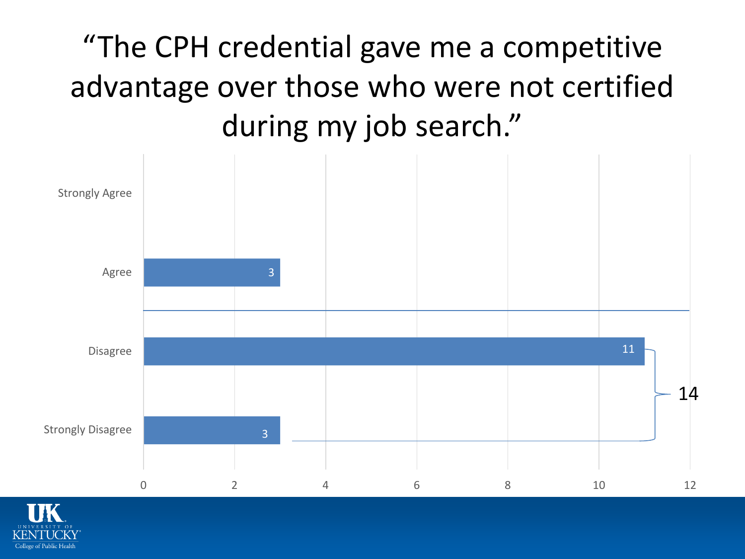# "The CPH credential gave me a competitive advantage over those who were not certified during my job search."

| Response | Count |
|---|---|
| Strongly Agree | |
| Agree | 3 |
| Disagree | 11 |
| Strongly Disagree | 3 |

14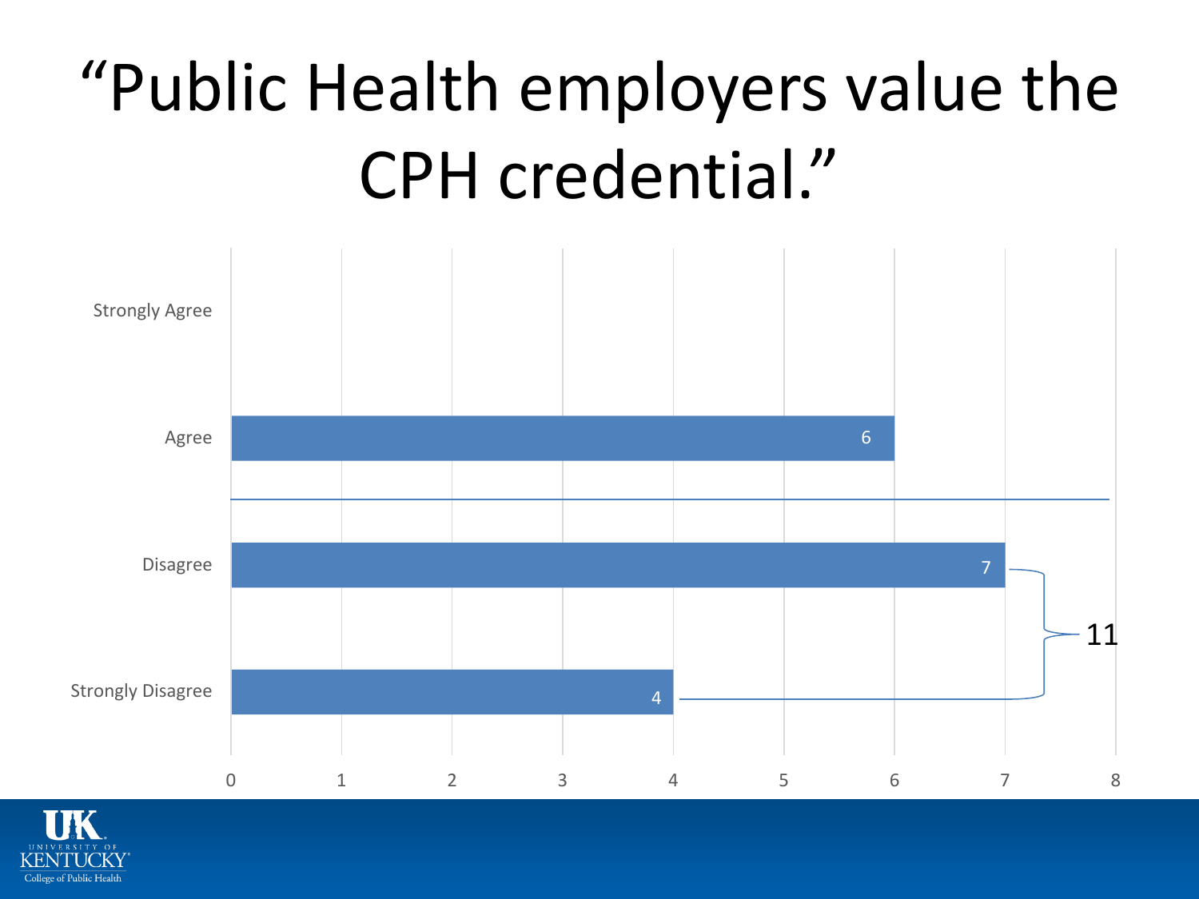# "Public Health employers value the CPH credential."

| Response | Count |
| --- | --- |
| Strongly Agree | |
| Agree | 6 |
| Disagree | 7 |
| Strongly Disagree | 4 |

Disagree + Strongly Disagree: 11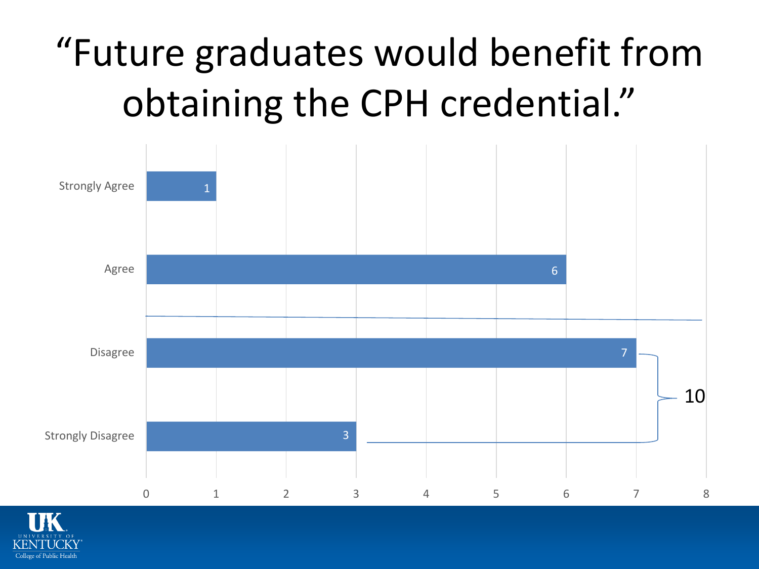# "Future graduates would benefit from obtaining the CPH credential."

| Response | Count |
| --- | --- |
| Strongly Agree | 1 |
| Agree | 6 |
| Disagree | 7 |
| Strongly Disagree | 3 |

10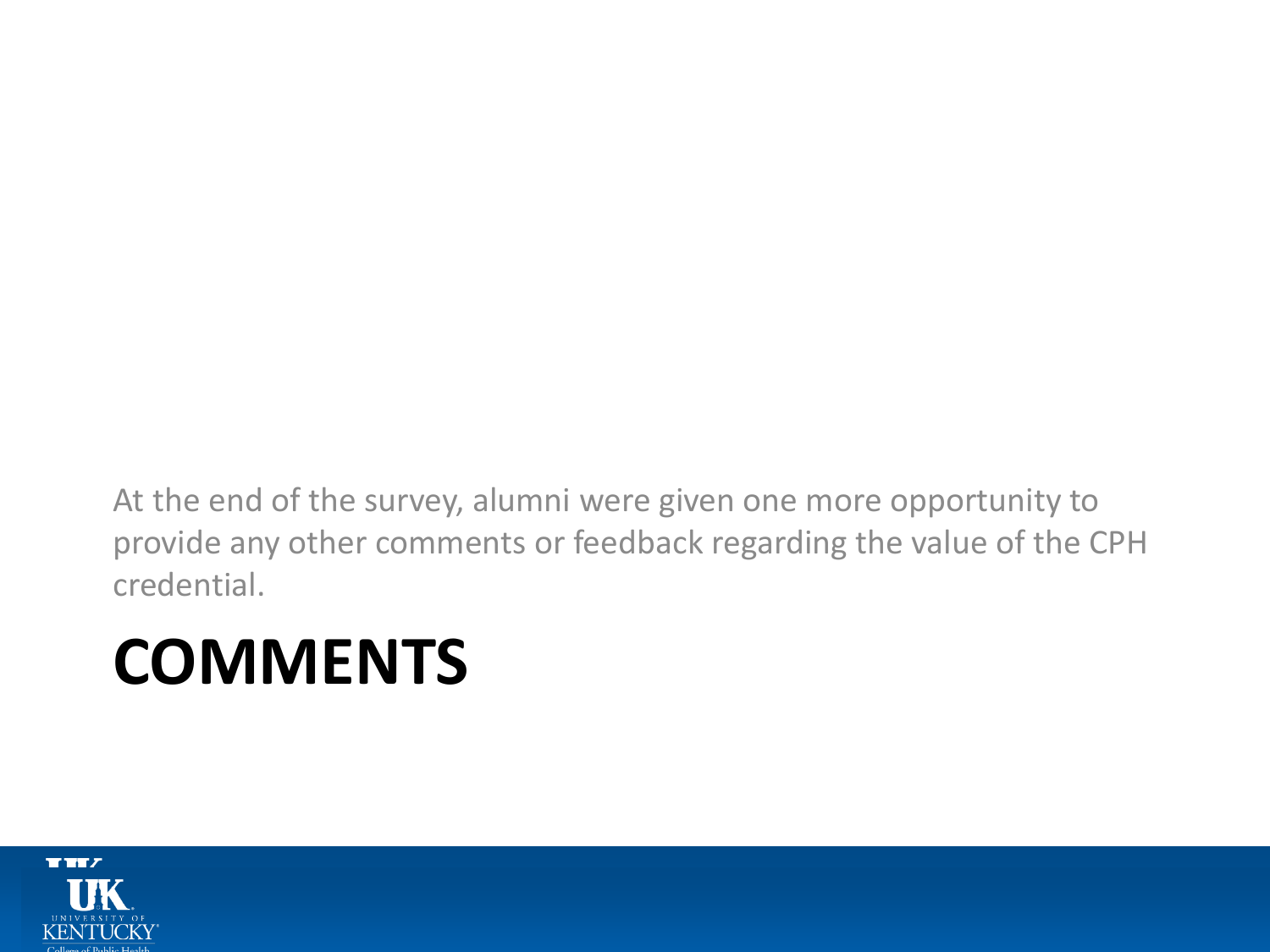At the end of the survey, alumni were given one more opportunity to provide any other comments or feedback regarding the value of the CPH credential.

# COMMENTS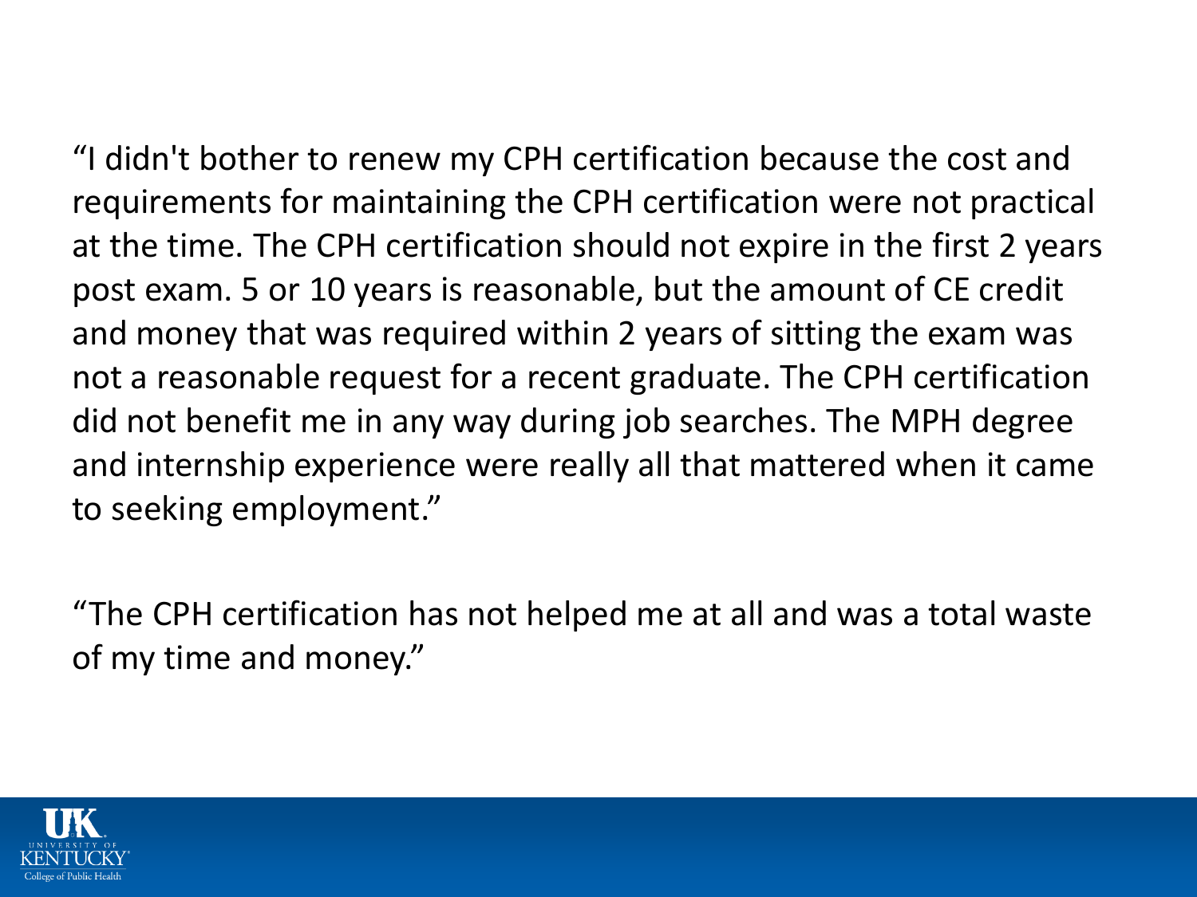“I didn't bother to renew my CPH certification because the cost and requirements for maintaining the CPH certification were not practical at the time. The CPH certification should not expire in the first 2 years post exam. 5 or 10 years is reasonable, but the amount of CE credit and money that was required within 2 years of sitting the exam was not a reasonable request for a recent graduate. The CPH certification did not benefit me in any way during job searches. The MPH degree and internship experience were really all that mattered when it came to seeking employment.”

“The CPH certification has not helped me at all and was a total waste of my time and money.”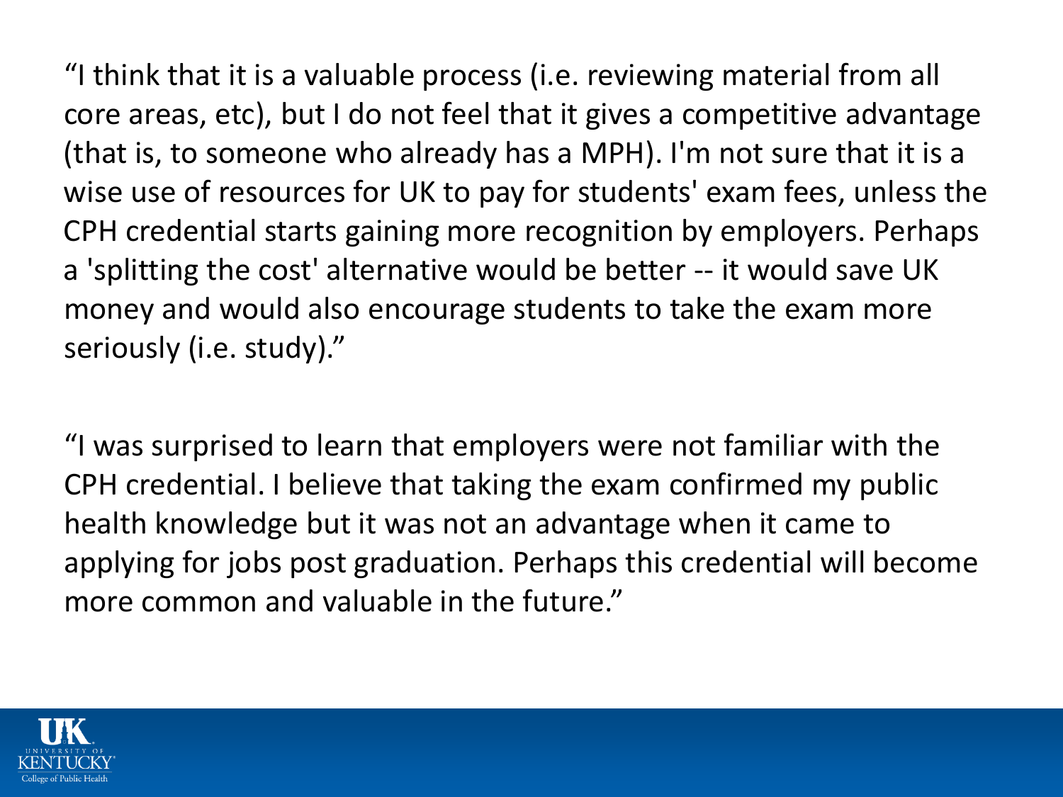"I think that it is a valuable process (i.e. reviewing material from all core areas, etc), but I do not feel that it gives a competitive advantage (that is, to someone who already has a MPH). I'm not sure that it is a wise use of resources for UK to pay for students' exam fees, unless the CPH credential starts gaining more recognition by employers. Perhaps a 'splitting the cost' alternative would be better -- it would save UK money and would also encourage students to take the exam more seriously (i.e. study)."

"I was surprised to learn that employers were not familiar with the CPH credential. I believe that taking the exam confirmed my public health knowledge but it was not an advantage when it came to applying for jobs post graduation. Perhaps this credential will become more common and valuable in the future."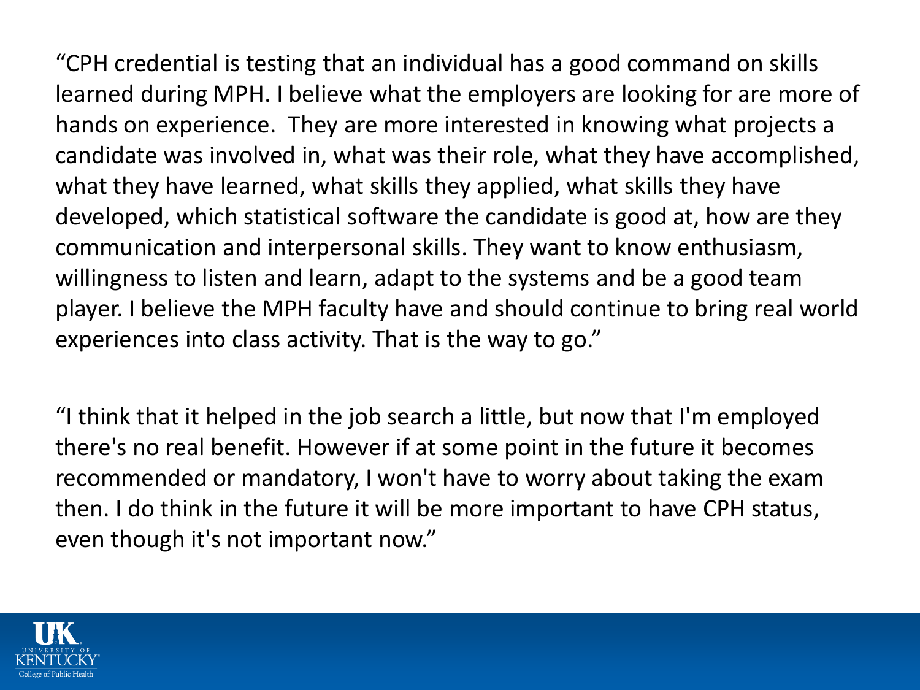"CPH credential is testing that an individual has a good command on skills learned during MPH. I believe what the employers are looking for are more of hands on experience. They are more interested in knowing what projects a candidate was involved in, what was their role, what they have accomplished, what they have learned, what skills they applied, what skills they have developed, which statistical software the candidate is good at, how are they communication and interpersonal skills. They want to know enthusiasm, willingness to listen and learn, adapt to the systems and be a good team player. I believe the MPH faculty have and should continue to bring real world experiences into class activity. That is the way to go."

"I think that it helped in the job search a little, but now that I'm employed there's no real benefit. However if at some point in the future it becomes recommended or mandatory, I won't have to worry about taking the exam then. I do think in the future it will be more important to have CPH status, even though it's not important now."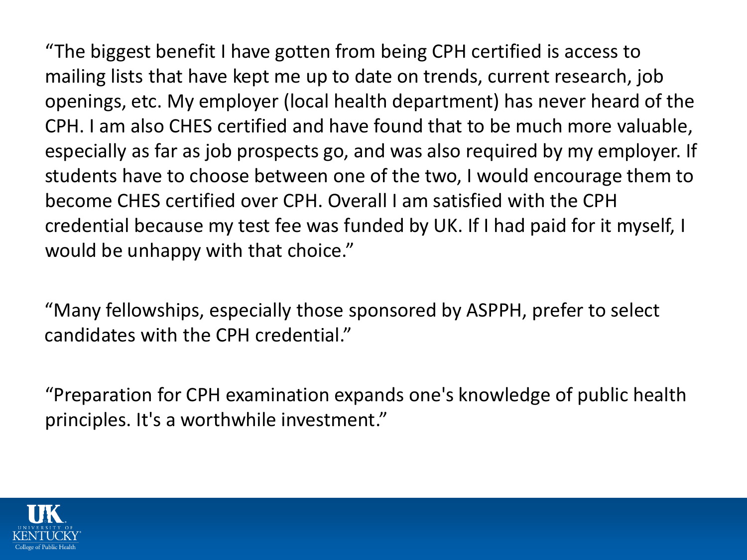"The biggest benefit I have gotten from being CPH certified is access to mailing lists that have kept me up to date on trends, current research, job openings, etc. My employer (local health department) has never heard of the CPH. I am also CHES certified and have found that to be much more valuable, especially as far as job prospects go, and was also required by my employer. If students have to choose between one of the two, I would encourage them to become CHES certified over CPH. Overall I am satisfied with the CPH credential because my test fee was funded by UK. If I had paid for it myself, I would be unhappy with that choice."

"Many fellowships, especially those sponsored by ASPPH, prefer to select candidates with the CPH credential."

"Preparation for CPH examination expands one's knowledge of public health principles. It's a worthwhile investment."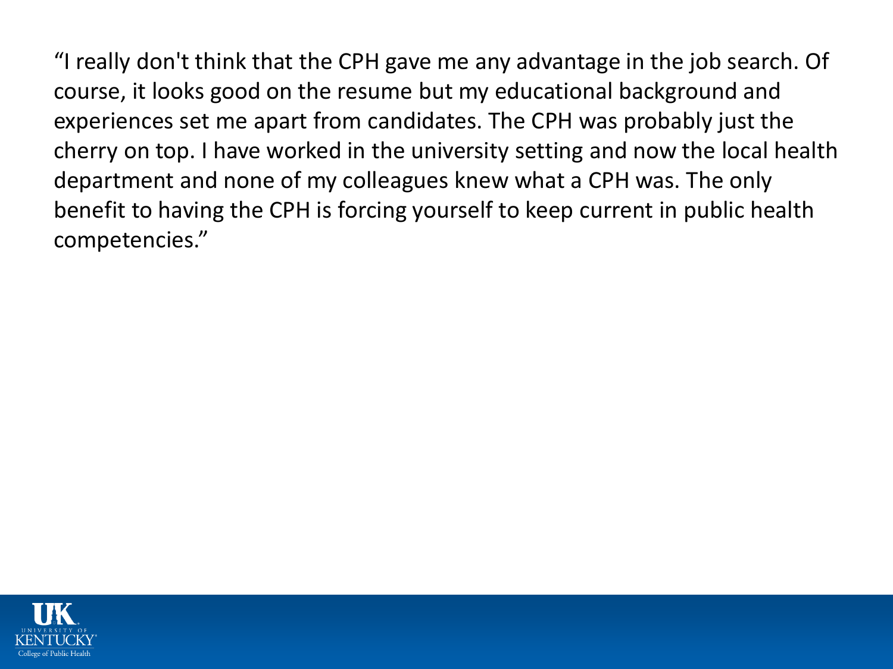"I really don't think that the CPH gave me any advantage in the job search. Of course, it looks good on the resume but my educational background and experiences set me apart from candidates. The CPH was probably just the cherry on top. I have worked in the university setting and now the local health department and none of my colleagues knew what a CPH was. The only benefit to having the CPH is forcing yourself to keep current in public health competencies."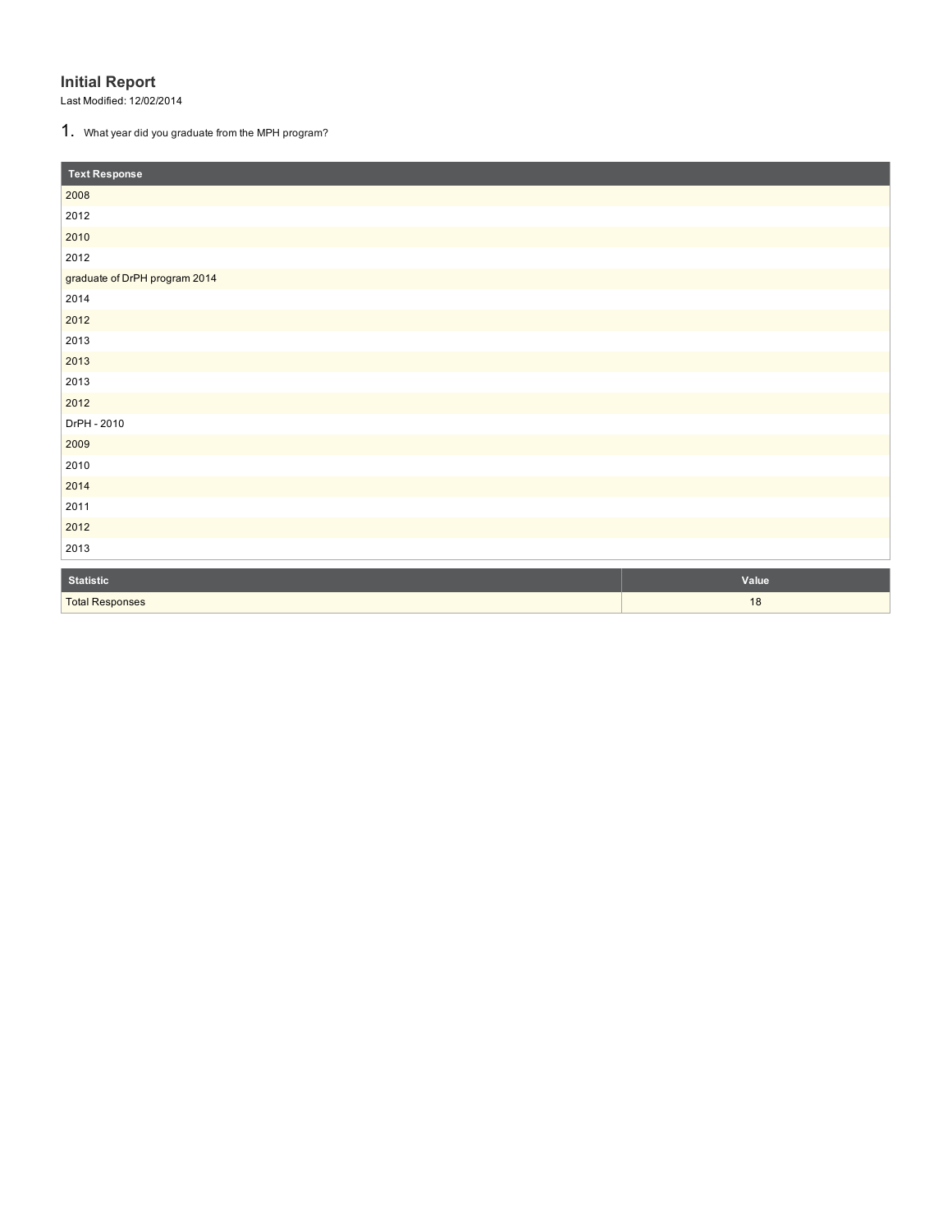## Initial Report

Last Modified: 12/02/2014

1. What year did you graduate from the MPH program?

| Text Response |
|---|
| 2008 |
| 2012 |
| 2010 |
| 2012 |
| graduate of DrPH program 2014 |
| 2014 |
| 2012 |
| 2013 |
| 2013 |
| 2013 |
| 2012 |
| DrPH - 2010 |
| 2009 |
| 2010 |
| 2014 |
| 2011 |
| 2012 |
| 2013 |

| Statistic | Value |
|---|---|
| Total Responses | 18 |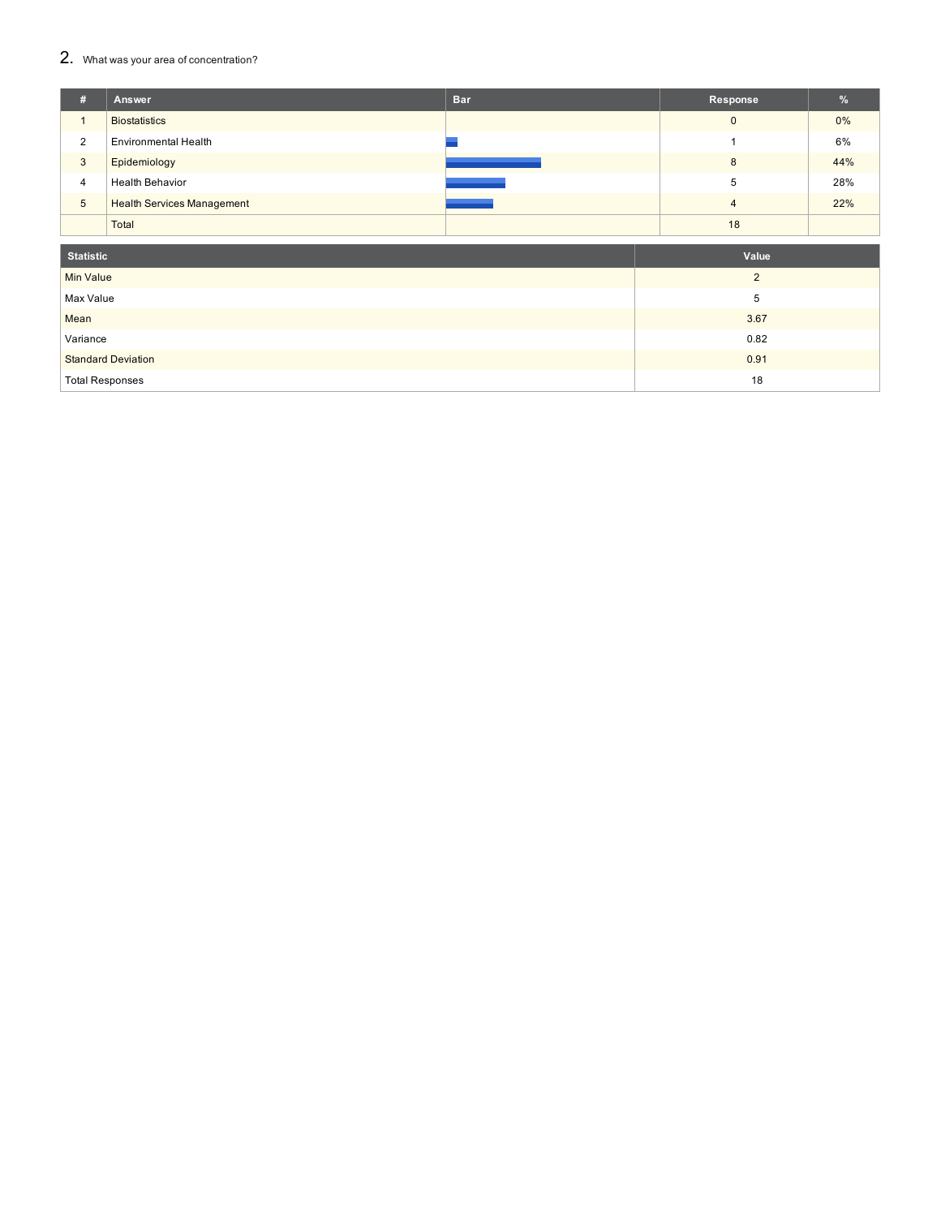## 2. What was your area of concentration?

| # | Answer | Bar | Response | % |
|---|---|---|---|---|
| 1 | Biostatistics | | 0 | 0% |
| 2 | Environmental Health | | 1 | 6% |
| 3 | Epidemiology | | 8 | 44% |
| 4 | Health Behavior | | 5 | 28% |
| 5 | Health Services Management | | 4 | 22% |
| | Total | | 18 | |

| Statistic | Value |
|---|---|
| Min Value | 2 |
| Max Value | 5 |
| Mean | 3.67 |
| Variance | 0.82 |
| Standard Deviation | 0.91 |
| Total Responses | 18 |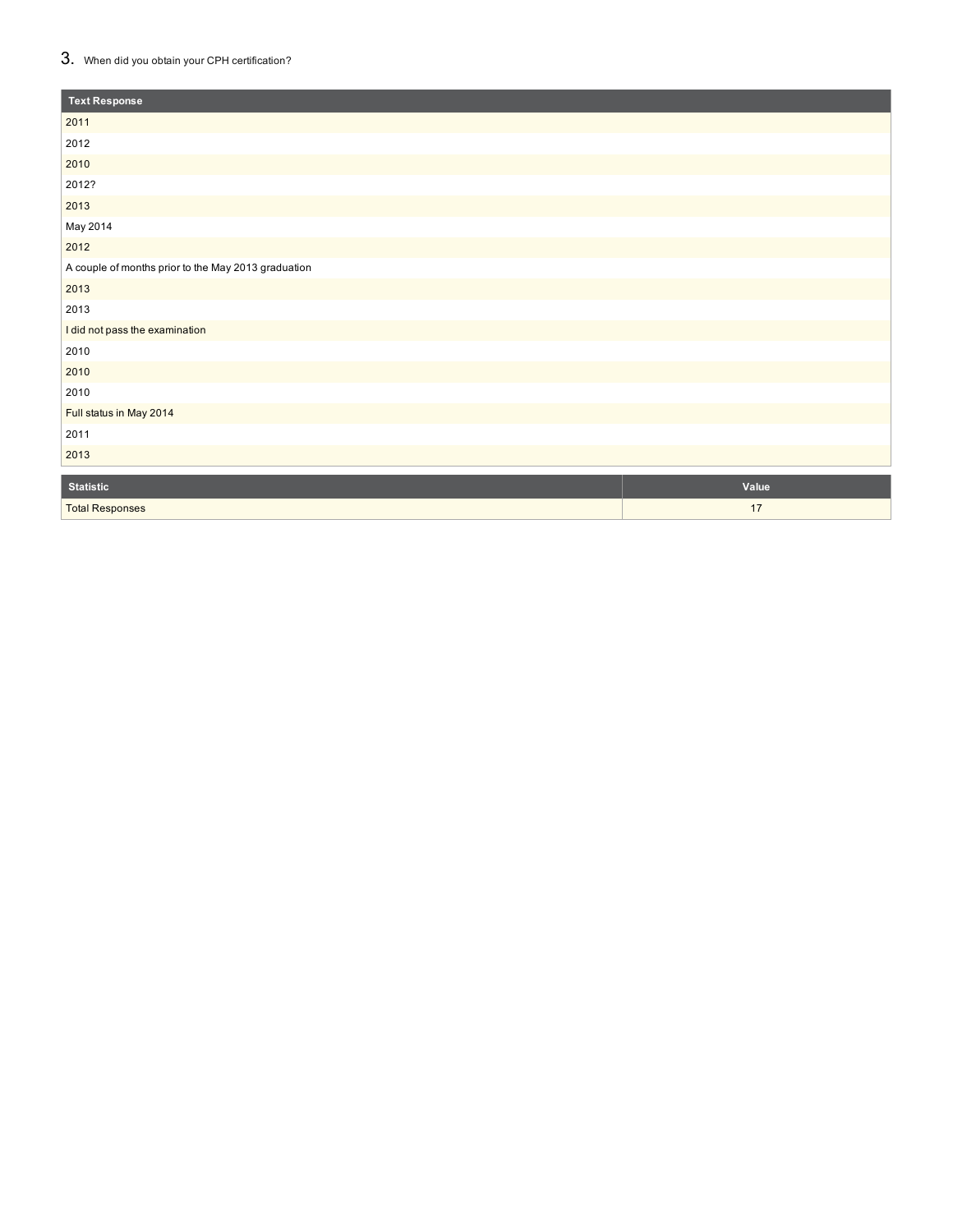3. When did you obtain your CPH certification?

| Text Response |
| --- |
| 2011 |
| 2012 |
| 2010 |
| 2012? |
| 2013 |
| May 2014 |
| 2012 |
| A couple of months prior to the May 2013 graduation |
| 2013 |
| 2013 |
| I did not pass the examination |
| 2010 |
| 2010 |
| 2010 |
| Full status in May 2014 |
| 2011 |
| 2013 |

| Statistic | Value |
| --- | --- |
| Total Responses | 17 |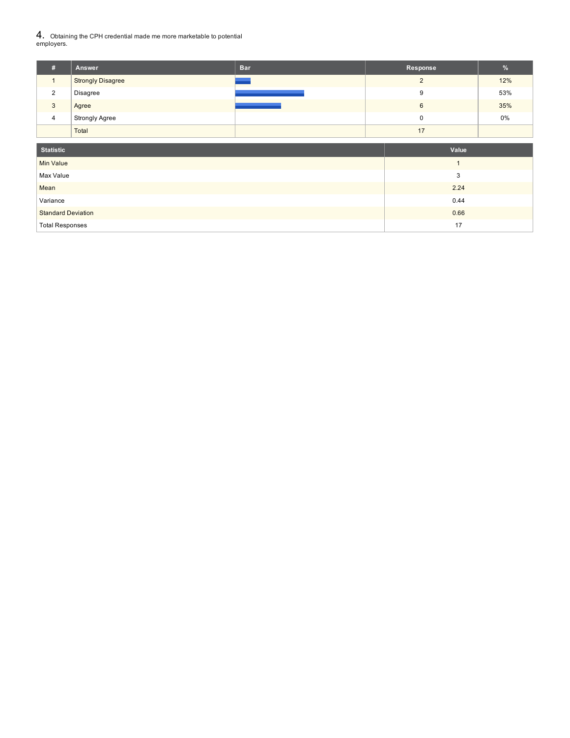4. Obtaining the CPH credential made me more marketable to potential employers.

| # | Answer | Bar | Response | % |
|---|---|---|---|---|
| 1 | Strongly Disagree | | 2 | 12% |
| 2 | Disagree | | 9 | 53% |
| 3 | Agree | | 6 | 35% |
| 4 | Strongly Agree | | 0 | 0% |
| | Total | | 17 | |

| Statistic | Value |
|---|---|
| Min Value | 1 |
| Max Value | 3 |
| Mean | 2.24 |
| Variance | 0.44 |
| Standard Deviation | 0.66 |
| Total Responses | 17 |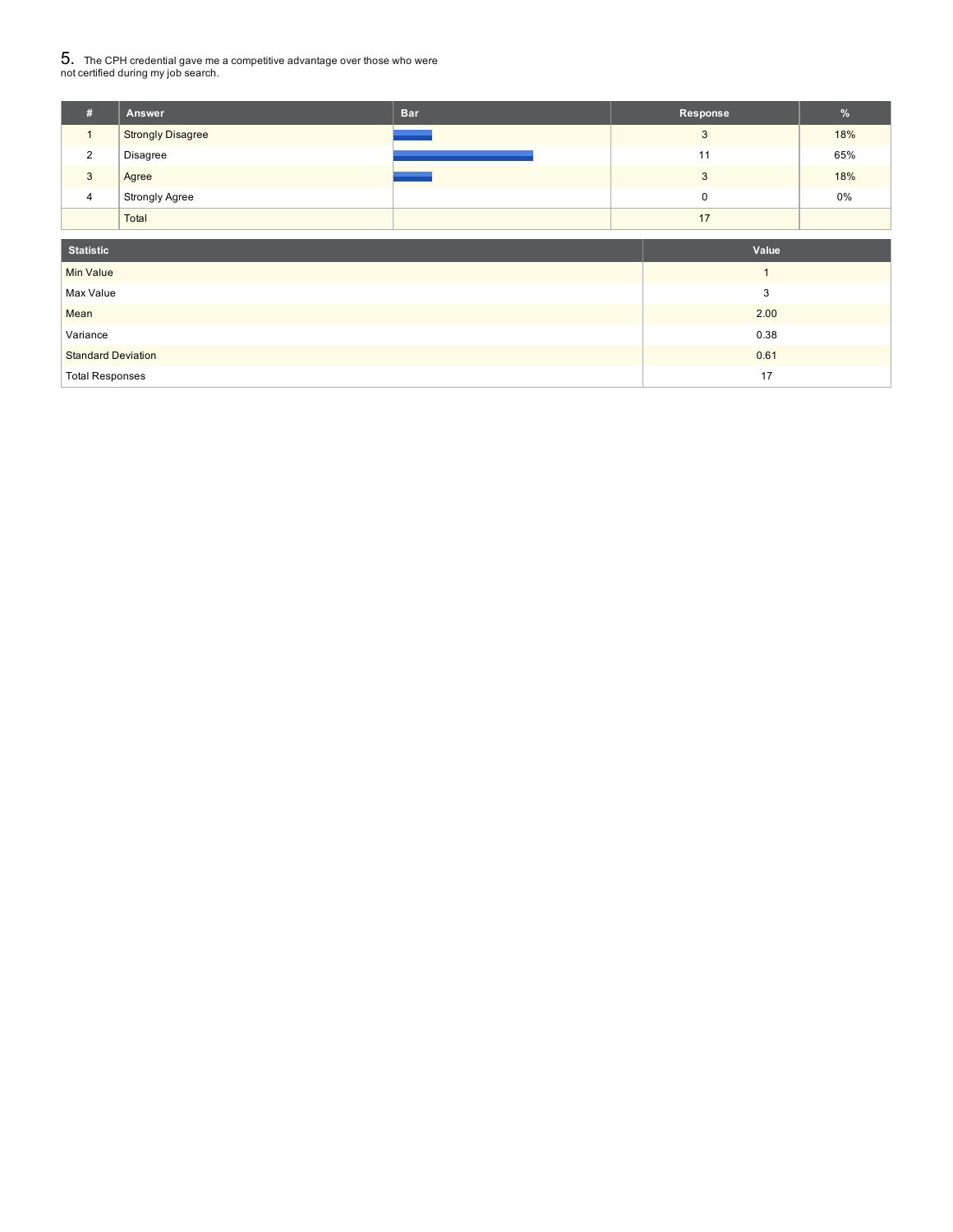## 5. The CPH credential gave me a competitive advantage over those who were not certified during my job search.

| # | Answer | Bar | Response | % |
|---|---|---|---|---|
| 1 | Strongly Disagree | | 3 | 18% |
| 2 | Disagree | | 11 | 65% |
| 3 | Agree | | 3 | 18% |
| 4 | Strongly Agree | | 0 | 0% |
| | Total | | 17 | |

| Statistic | Value |
|---|---|
| Min Value | 1 |
| Max Value | 3 |
| Mean | 2.00 |
| Variance | 0.38 |
| Standard Deviation | 0.61 |
| Total Responses | 17 |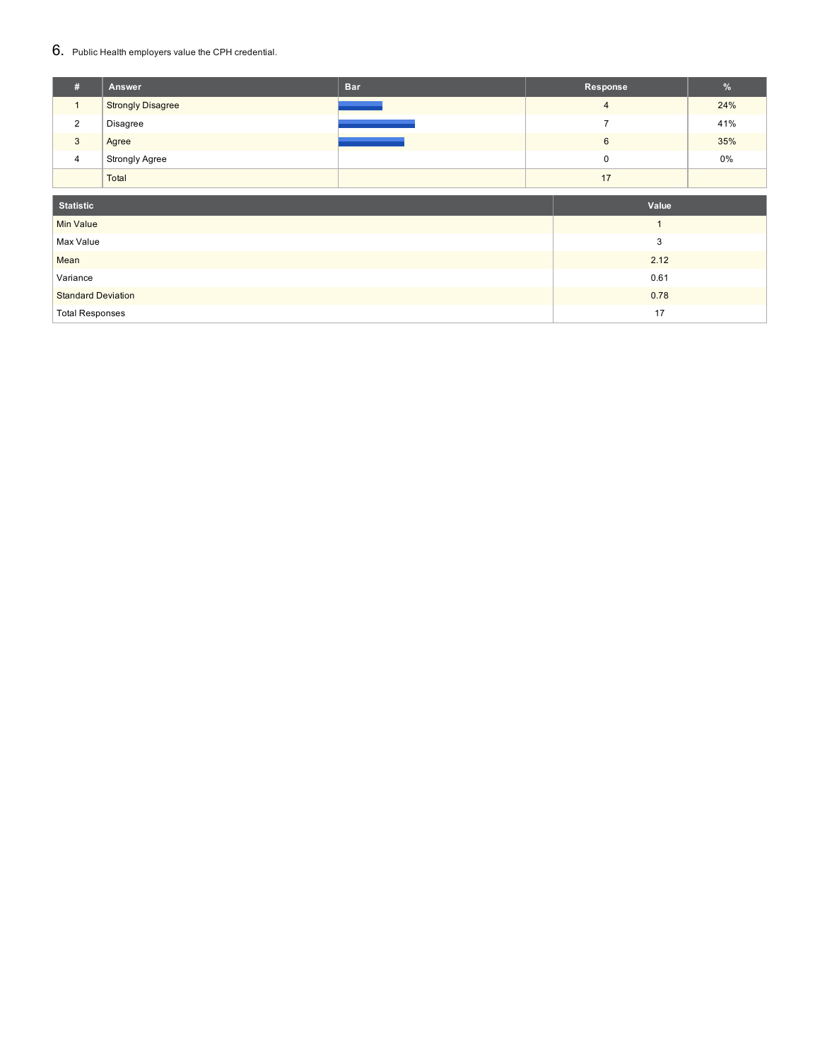6. Public Health employers value the CPH credential.

| # | Answer | Bar | Response | % |
|---|---|---|---|---|
| 1 | Strongly Disagree | | 4 | 24% |
| 2 | Disagree | | 7 | 41% |
| 3 | Agree | | 6 | 35% |
| 4 | Strongly Agree | | 0 | 0% |
| | Total | | 17 | |

| Statistic | Value |
|---|---|
| Min Value | 1 |
| Max Value | 3 |
| Mean | 2.12 |
| Variance | 0.61 |
| Standard Deviation | 0.78 |
| Total Responses | 17 |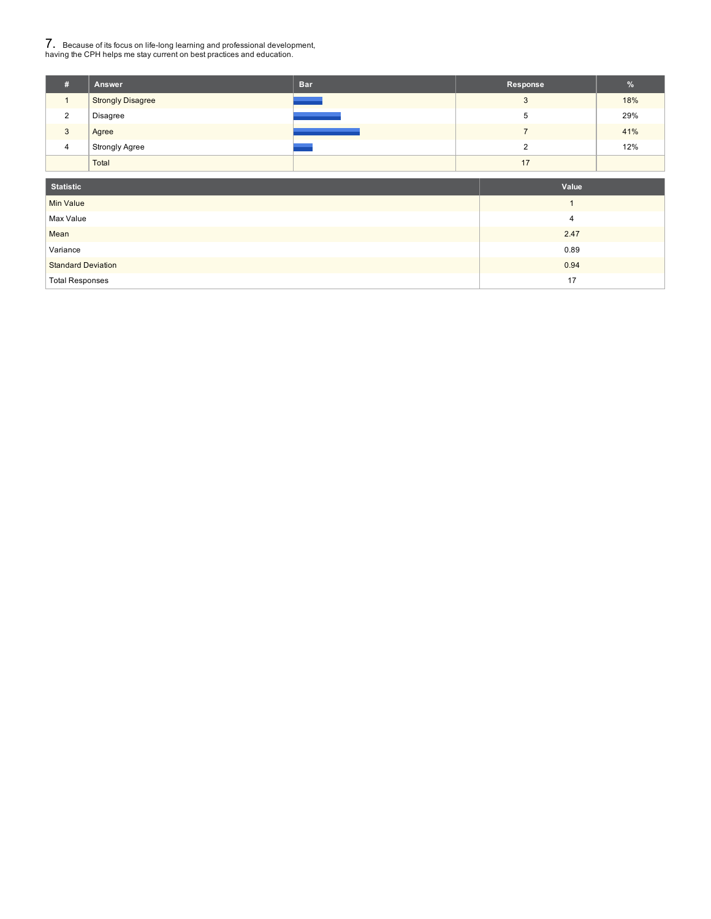7. Because of its focus on life-long learning and professional development, having the CPH helps me stay current on best practices and education.

| # | Answer | Bar | Response | % |
|---|---|---|---|---|
| 1 | Strongly Disagree | | 3 | 18% |
| 2 | Disagree | | 5 | 29% |
| 3 | Agree | | 7 | 41% |
| 4 | Strongly Agree | | 2 | 12% |
| | Total | | 17 | |

| Statistic | Value |
|---|---|
| Min Value | 1 |
| Max Value | 4 |
| Mean | 2.47 |
| Variance | 0.89 |
| Standard Deviation | 0.94 |
| Total Responses | 17 |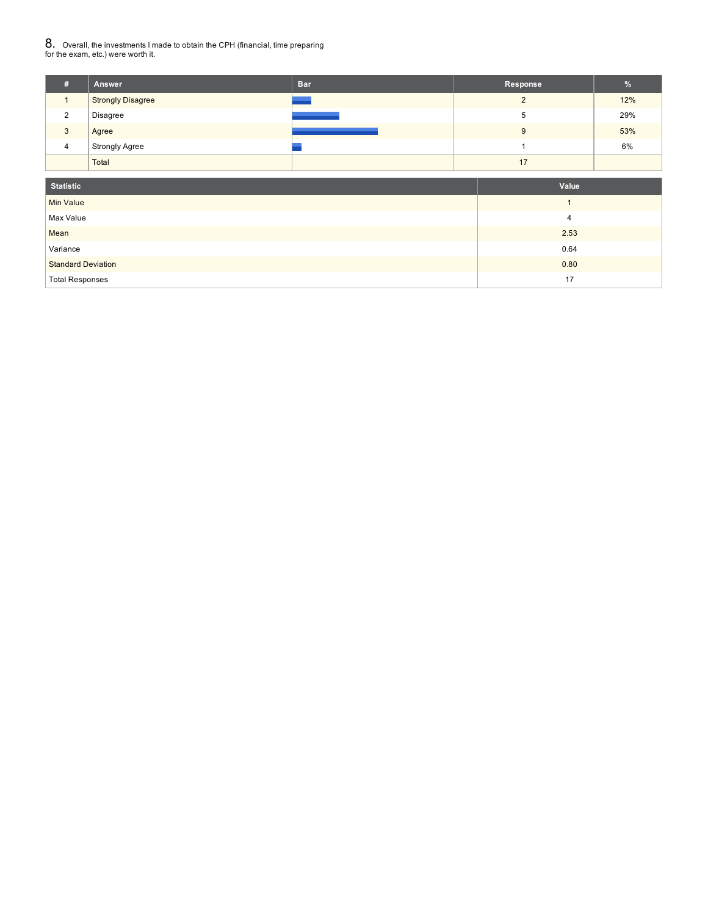8. Overall, the investments I made to obtain the CPH (financial, time preparing for the exam, etc.) were worth it.

| # | Answer | Bar | Response | % |
|---|---|---|---|---|
| 1 | Strongly Disagree | | 2 | 12% |
| 2 | Disagree | | 5 | 29% |
| 3 | Agree | | 9 | 53% |
| 4 | Strongly Agree | | 1 | 6% |
| | Total | | 17 | |

| Statistic | Value |
|---|---|
| Min Value | 1 |
| Max Value | 4 |
| Mean | 2.53 |
| Variance | 0.64 |
| Standard Deviation | 0.80 |
| Total Responses | 17 |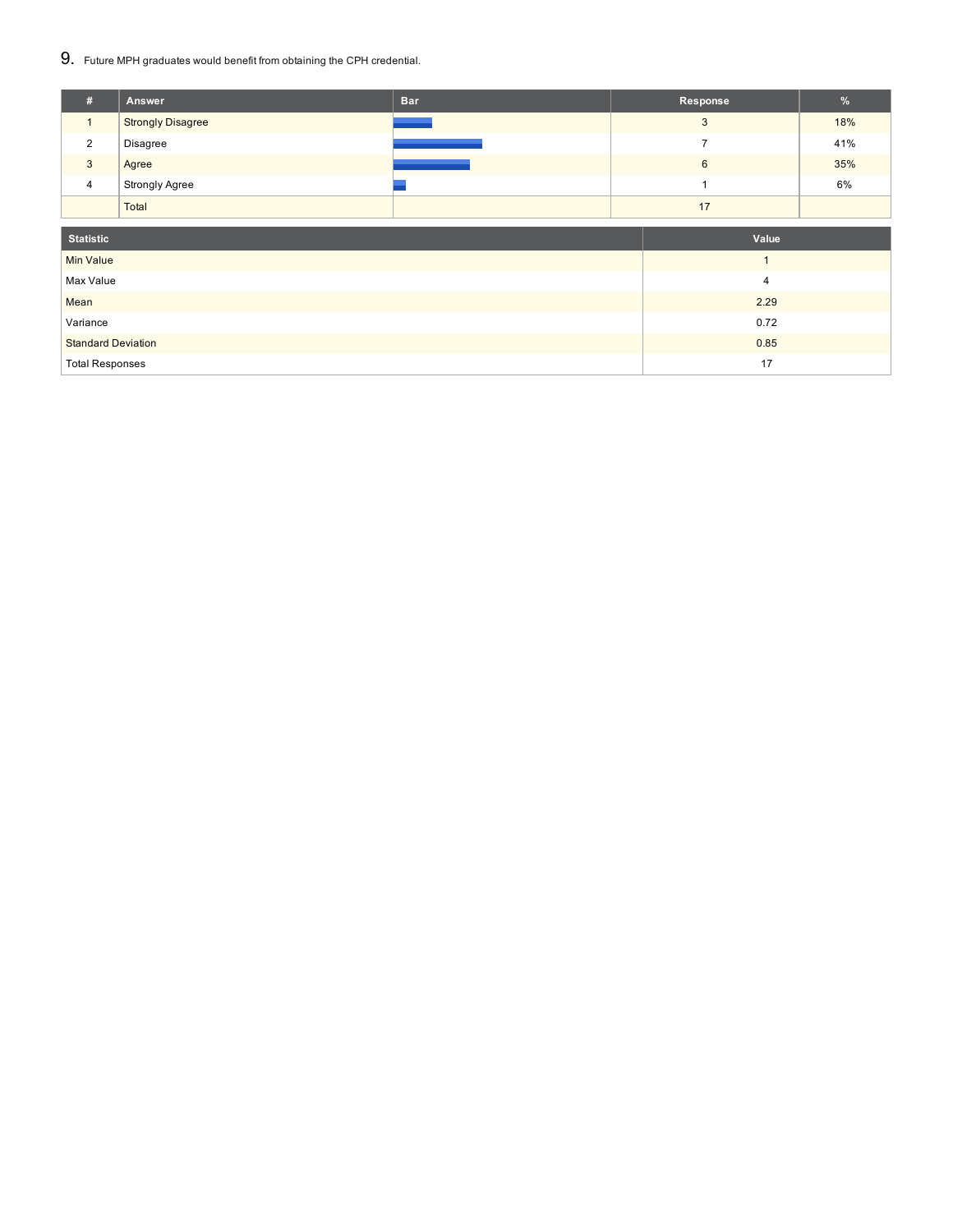9. Future MPH graduates would benefit from obtaining the CPH credential.

| # | Answer | Bar | Response | % |
|---|---|---|---|---|
| 1 | Strongly Disagree | | 3 | 18% |
| 2 | Disagree | | 7 | 41% |
| 3 | Agree | | 6 | 35% |
| 4 | Strongly Agree | | 1 | 6% |
| | Total | | 17 | |

| Statistic | Value |
|---|---|
| Min Value | 1 |
| Max Value | 4 |
| Mean | 2.29 |
| Variance | 0.72 |
| Standard Deviation | 0.85 |
| Total Responses | 17 |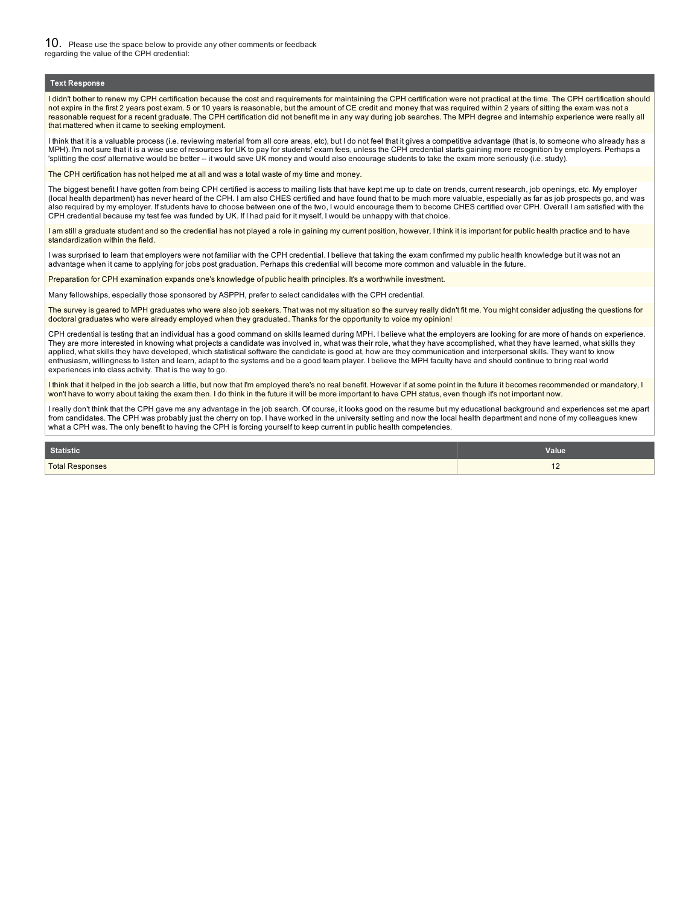10. Please use the space below to provide any other comments or feedback regarding the value of the CPH credential:

| Text Response |
| --- |
| I didn't bother to renew my CPH certification because the cost and requirements for maintaining the CPH certification were not practical at the time. The CPH certification should not expire in the first 2 years post exam. 5 or 10 years is reasonable, but the amount of CE credit and money that was required within 2 years of sitting the exam was not a reasonable request for a recent graduate. The CPH certification did not benefit me in any way during job searches. The MPH degree and internship experience were really all that mattered when it came to seeking employment. |
| I think that it is a valuable process (i.e. reviewing material from all core areas, etc), but I do not feel that it gives a competitive advantage (that is, to someone who already has a MPH). I'm not sure that it is a wise use of resources for UK to pay for students' exam fees, unless the CPH credential starts gaining more recognition by employers. Perhaps a 'splitting the cost' alternative would be better -- it would save UK money and would also encourage students to take the exam more seriously (i.e. study). |
| The CPH certification has not helped me at all and was a total waste of my time and money. |
| The biggest benefit I have gotten from being CPH certified is access to mailing lists that have kept me up to date on trends, current research, job openings, etc. My employer (local health department) has never heard of the CPH. I am also CHES certified and have found that to be much more valuable, especially as far as job prospects go, and was also required by my employer. If students have to choose between one of the two, I would encourage them to become CHES certified over CPH. Overall I am satisfied with the CPH credential because my test fee was funded by UK. If I had paid for it myself, I would be unhappy with that choice. |
| I am still a graduate student and so the credential has not played a role in gaining my current position, however, I think it is important for public health practice and to have standardization within the field. |
| I was surprised to learn that employers were not familiar with the CPH credential. I believe that taking the exam confirmed my public health knowledge but it was not an advantage when it came to applying for jobs post graduation. Perhaps this credential will become more common and valuable in the future. |
| Preparation for CPH examination expands one's knowledge of public health principles. It's a worthwhile investment. |
| Many fellowships, especially those sponsored by ASPPH, prefer to select candidates with the CPH credential. |
| The survey is geared to MPH graduates who were also job seekers. That was not my situation so the survey really didn't fit me. You might consider adjusting the questions for doctoral graduates who were already employed when they graduated. Thanks for the opportunity to voice my opinion! |
| CPH credential is testing that an individual has a good command on skills learned during MPH. I believe what the employers are looking for are more of hands on experience. They are more interested in knowing what projects a candidate was involved in, what was their role, what they have accomplished, what they have learned, what skills they applied, what skills they have developed, which statistical software the candidate is good at, how are they communication and interpersonal skills. They want to know enthusiasm, willingness to listen and learn, adapt to the systems and be a good team player. I believe the MPH faculty have and should continue to bring real world experiences into class activity. That is the way to go. |
| I think that it helped in the job search a little, but now that I'm employed there's no real benefit. However if at some point in the future it becomes recommended or mandatory, I won't have to worry about taking the exam then. I do think in the future it will be more important to have CPH status, even though it's not important now. |
| I really don't think that the CPH gave me any advantage in the job search. Of course, it looks good on the resume but my educational background and experiences set me apart from candidates. The CPH was probably just the cherry on top. I have worked in the university setting and now the local health department and none of my colleagues knew what a CPH was. The only benefit to having the CPH is forcing yourself to keep current in public health competencies. |

| Statistic | Value |
| --- | --- |
| Total Responses | 12 |